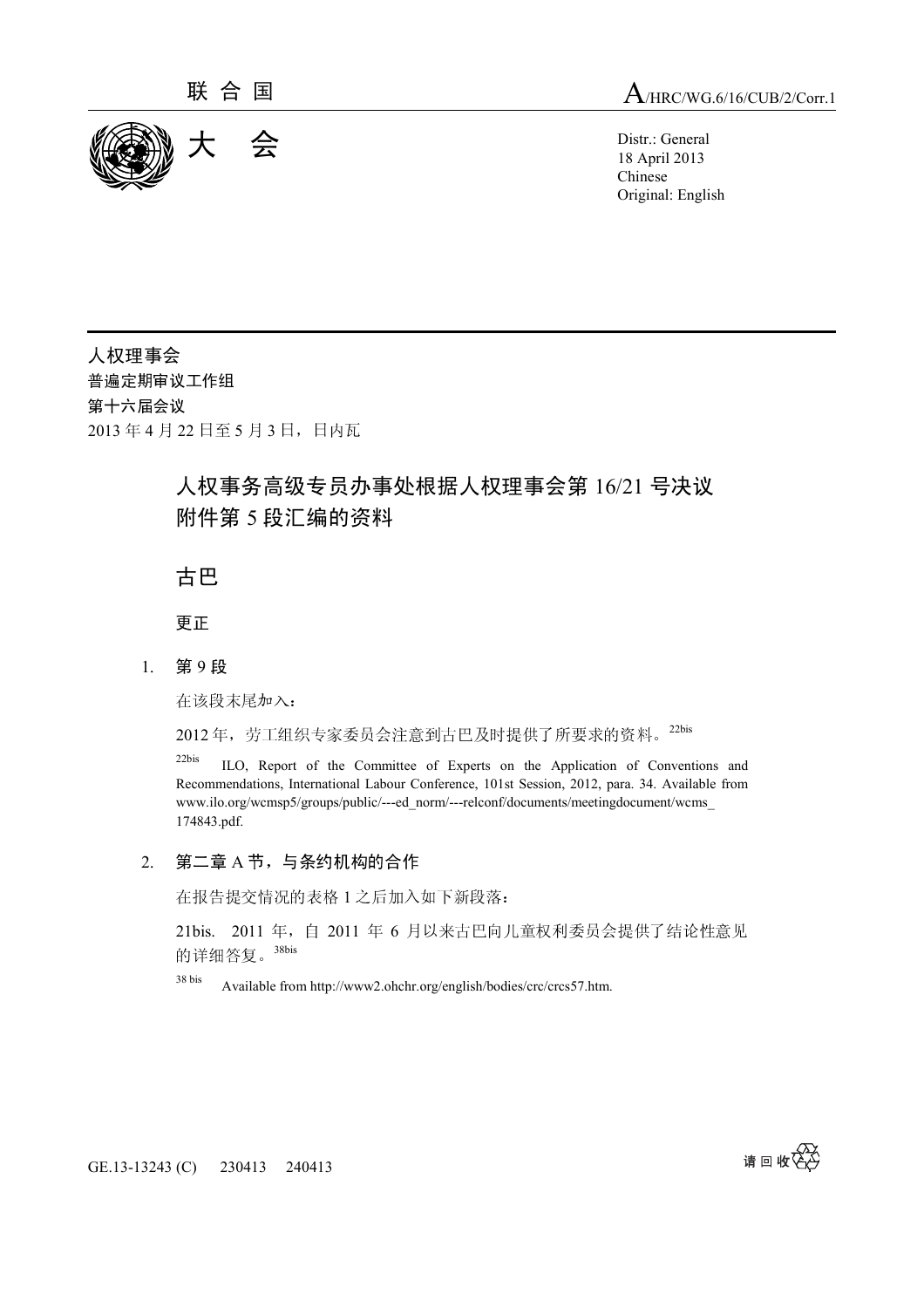联合国

A/HRC/WG.6/16/CUB/2/Corr.1

大　会

Distr.: General
18 April 2013
Chinese
Original: English

人权理事会
普遍定期审议工作组
第十六届会议
2013 年 4 月 22 日至 5 月 3 日，日内瓦

# 人权事务高级专员办事处根据人权理事会第 16/21 号决议附件第 5 段汇编的资料

## 古巴

### 更正

1. 第 9 段

在该段末尾加入：

2012 年，劳工组织专家委员会注意到古巴及时提供了所要求的资料。[22bis]

[22bis] ILO, Report of the Committee of Experts on the Application of Conventions and Recommendations, International Labour Conference, 101st Session, 2012, para. 34. Available from www.ilo.org/wcmsp5/groups/public/---ed_norm/---relconf/documents/meetingdocument/wcms_174843.pdf.

2. 第二章 A 节，与条约机构的合作

在报告提交情况的表格 1 之后加入如下新段落：

21bis. 2011 年，自 2011 年 6 月以来古巴向儿童权利委员会提供了结论性意见的详细答复。[38bis]

[38 bis] Available from http://www2.ohchr.org/english/bodies/crc/crcs57.htm.

GE.13-13243 (C) 230413 240413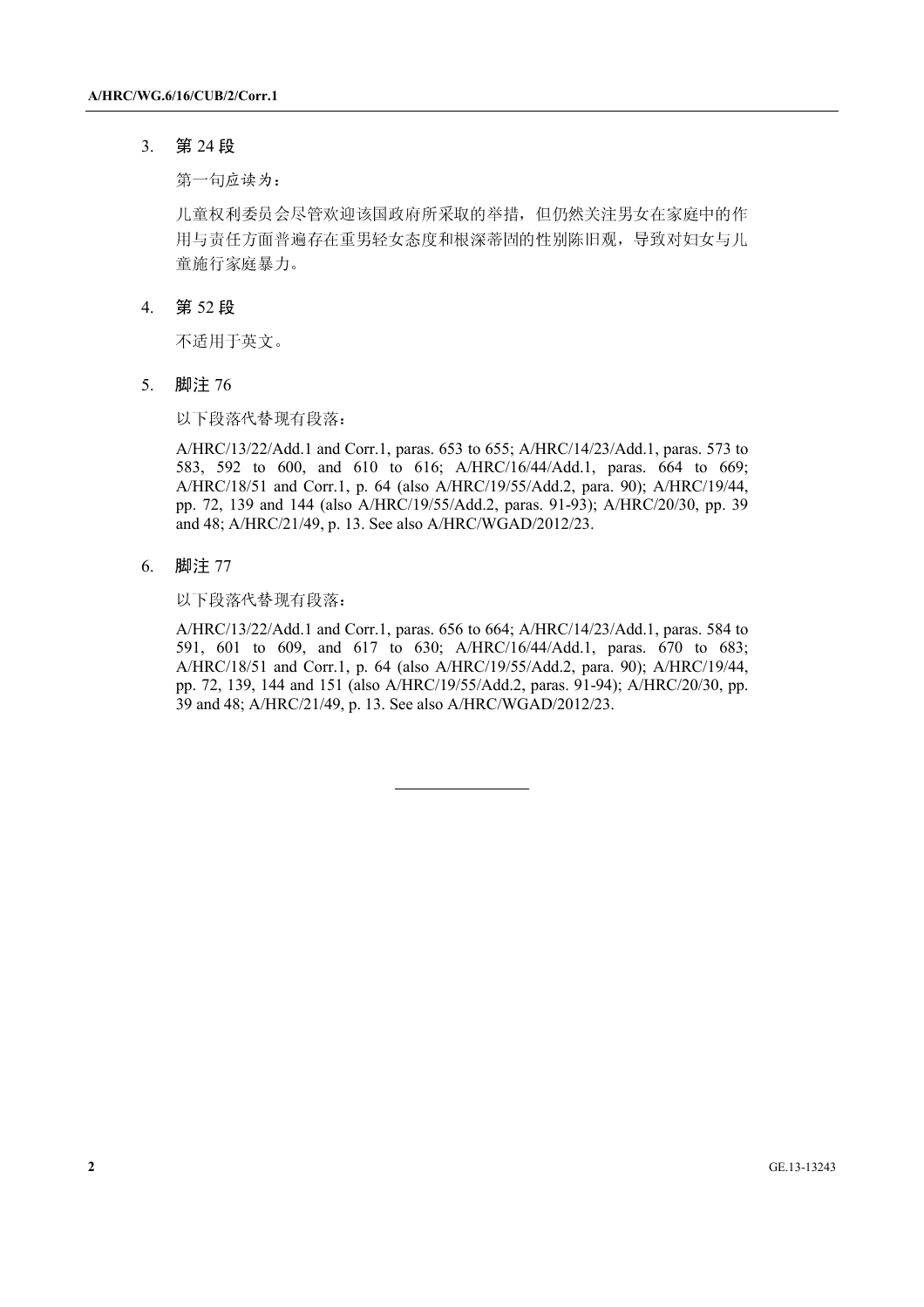3. 第 24 段

第一句应读为：

儿童权利委员会尽管欢迎该国政府所采取的举措，但仍然关注男女在家庭中的作用与责任方面普遍存在重男轻女态度和根深蒂固的性别陈旧观，导致对妇女与儿童施行家庭暴力。

4. 第 52 段

不适用于英文。

5. 脚注 76

以下段落代替现有段落：

A/HRC/13/22/Add.1 and Corr.1, paras. 653 to 655; A/HRC/14/23/Add.1, paras. 573 to 583, 592 to 600, and 610 to 616; A/HRC/16/44/Add.1, paras. 664 to 669; A/HRC/18/51 and Corr.1, p. 64 (also A/HRC/19/55/Add.2, para. 90); A/HRC/19/44, pp. 72, 139 and 144 (also A/HRC/19/55/Add.2, paras. 91-93); A/HRC/20/30, pp. 39 and 48; A/HRC/21/49, p. 13. See also A/HRC/WGAD/2012/23.

6. 脚注 77

以下段落代替现有段落：

A/HRC/13/22/Add.1 and Corr.1, paras. 656 to 664; A/HRC/14/23/Add.1, paras. 584 to 591, 601 to 609, and 617 to 630; A/HRC/16/44/Add.1, paras. 670 to 683; A/HRC/18/51 and Corr.1, p. 64 (also A/HRC/19/55/Add.2, para. 90); A/HRC/19/44, pp. 72, 139, 144 and 151 (also A/HRC/19/55/Add.2, paras. 91-94); A/HRC/20/30, pp. 39 and 48; A/HRC/21/49, p. 13. See also A/HRC/WGAD/2012/23.